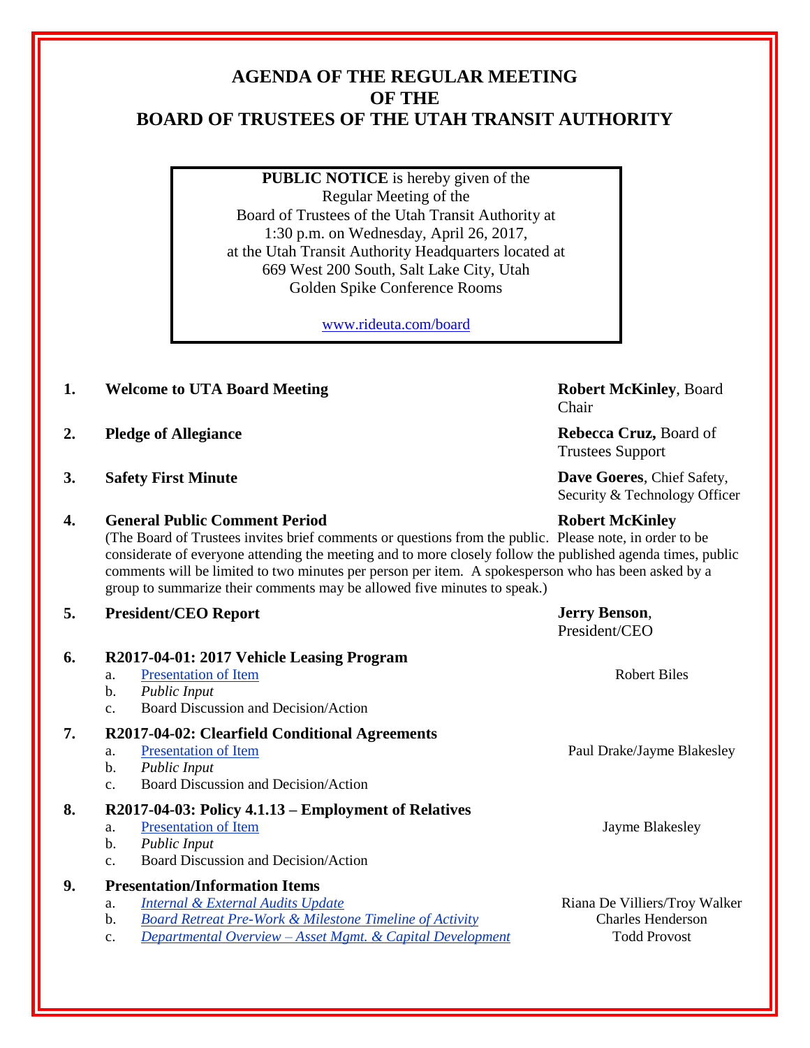# AGENDA OF THE REGULAR MEETING OF THE BOARD OF TRUSTEES OF THE UTAH TRANSIT AUTHORITY

**PUBLIC NOTICE** is hereby given of the
Regular Meeting of the
Board of Trustees of the Utah Transit Authority at
1:30 p.m. on Wednesday, April 26, 2017,
at the Utah Transit Authority Headquarters located at
669 West 200 South, Salt Lake City, Utah
Golden Spike Conference Rooms

www.rideuta.com/board

1. **Welcome to UTA Board Meeting** — **Robert McKinley**, Board Chair

2. **Pledge of Allegiance** — **Rebecca Cruz,** Board of Trustees Support

3. **Safety First Minute** — **Dave Goeres**, Chief Safety, Security & Technology Officer

4. **General Public Comment Period** — **Robert McKinley**
   (The Board of Trustees invites brief comments or questions from the public. Please note, in order to be considerate of everyone attending the meeting and to more closely follow the published agenda times, public comments will be limited to two minutes per person per item. A spokesperson who has been asked by a group to summarize their comments may be allowed five minutes to speak.)

5. **President/CEO Report** — **Jerry Benson**, President/CEO

6. **R2017-04-01: 2017 Vehicle Leasing Program**
   a. Presentation of Item — Robert Biles
   b. *Public Input*
   c. Board Discussion and Decision/Action

7. **R2017-04-02: Clearfield Conditional Agreements**
   a. Presentation of Item — Paul Drake/Jayme Blakesley
   b. *Public Input*
   c. Board Discussion and Decision/Action

8. **R2017-04-03: Policy 4.1.13 – Employment of Relatives**
   a. Presentation of Item — Jayme Blakesley
   b. *Public Input*
   c. Board Discussion and Decision/Action

9. **Presentation/Information Items**
   a. *Internal & External Audits Update* — Riana De Villiers/Troy Walker
   b. *Board Retreat Pre-Work & Milestone Timeline of Activity* — Charles Henderson
   c. *Departmental Overview – Asset Mgmt. & Capital Development* — Todd Provost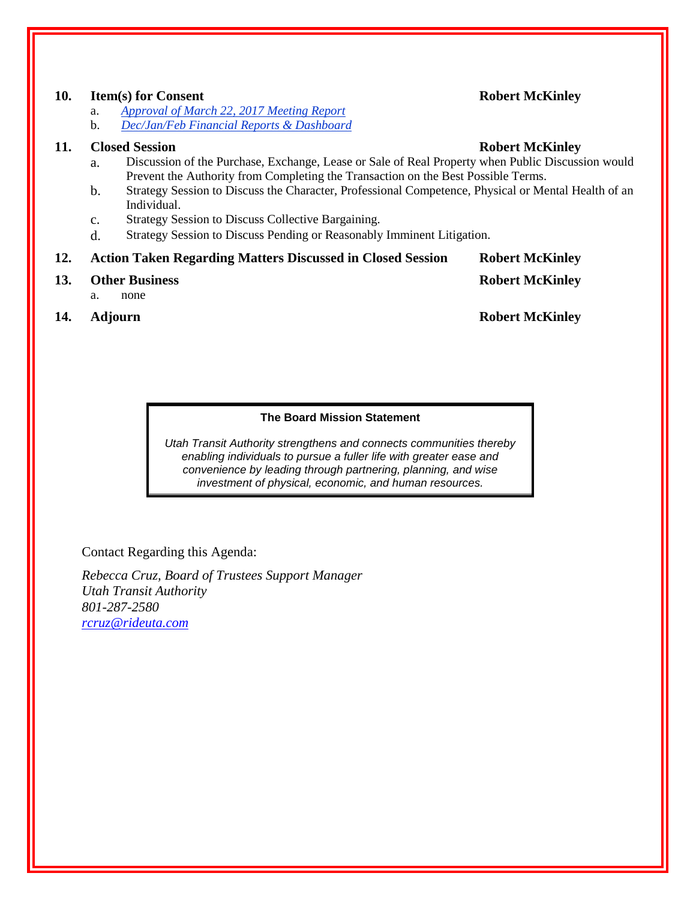**10. Item(s) for Consent** — **Robert McKinley**

a. *Approval of March 22, 2017 Meeting Report*

b. *Dec/Jan/Feb Financial Reports & Dashboard*

**11. Closed Session** — **Robert McKinley**

a. Discussion of the Purchase, Exchange, Lease or Sale of Real Property when Public Discussion would Prevent the Authority from Completing the Transaction on the Best Possible Terms.

b. Strategy Session to Discuss the Character, Professional Competence, Physical or Mental Health of an Individual.

c. Strategy Session to Discuss Collective Bargaining.

d. Strategy Session to Discuss Pending or Reasonably Imminent Litigation.

**12. Action Taken Regarding Matters Discussed in Closed Session** — **Robert McKinley**

**13. Other Business** — **Robert McKinley**

a. none

**14. Adjourn** — **Robert McKinley**

**The Board Mission Statement**

*Utah Transit Authority strengthens and connects communities thereby enabling individuals to pursue a fuller life with greater ease and convenience by leading through partnering, planning, and wise investment of physical, economic, and human resources.*

Contact Regarding this Agenda:

*Rebecca Cruz, Board of Trustees Support Manager*
*Utah Transit Authority*
*801-287-2580*
*rcruz@rideuta.com*